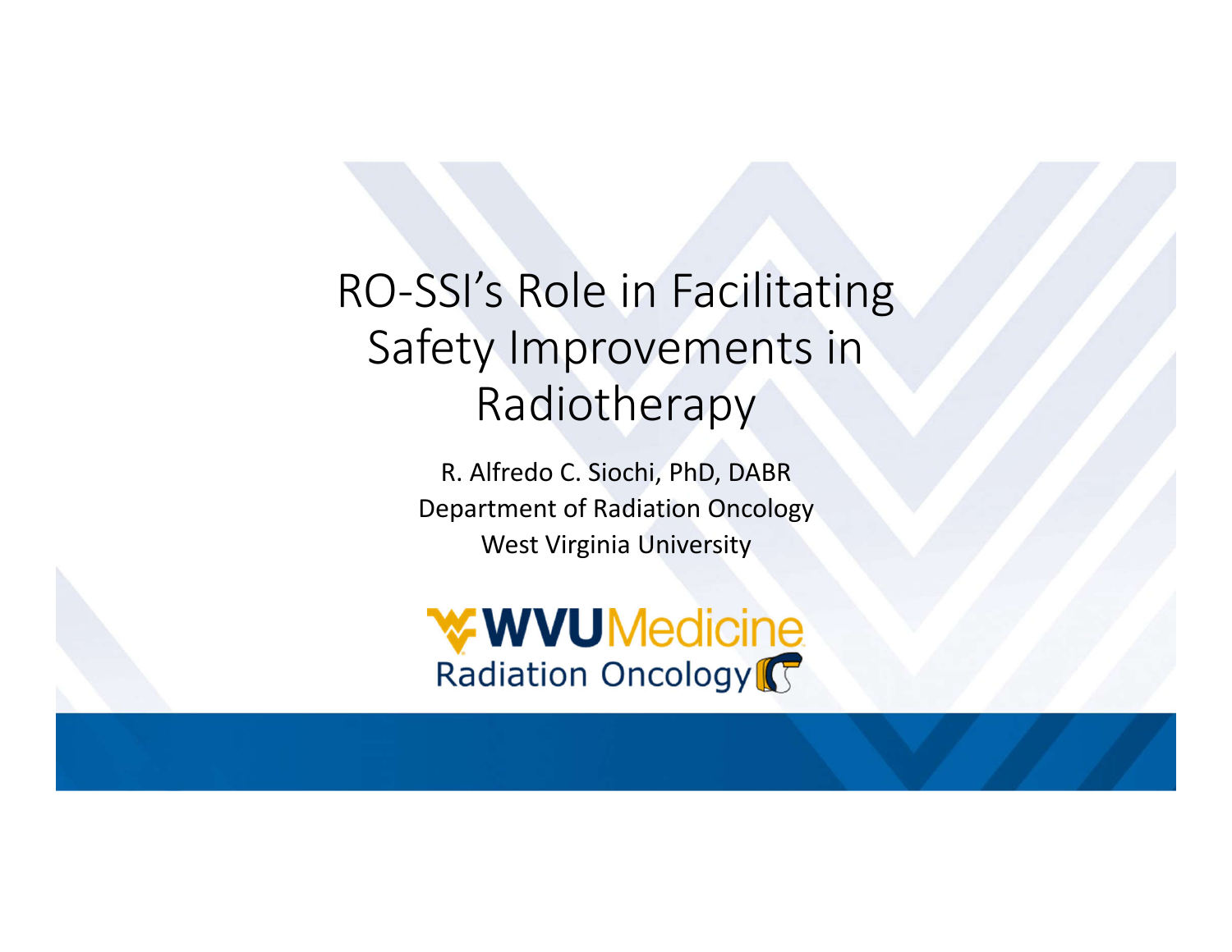# RO-SSI's Role in Facilitating Safety Improvements in Radiotherapy

R. Alfredo C. Siochi, PhD, DABR

Department of Radiation Oncology

West Virginia University

WVU Medicine

Radiation Oncology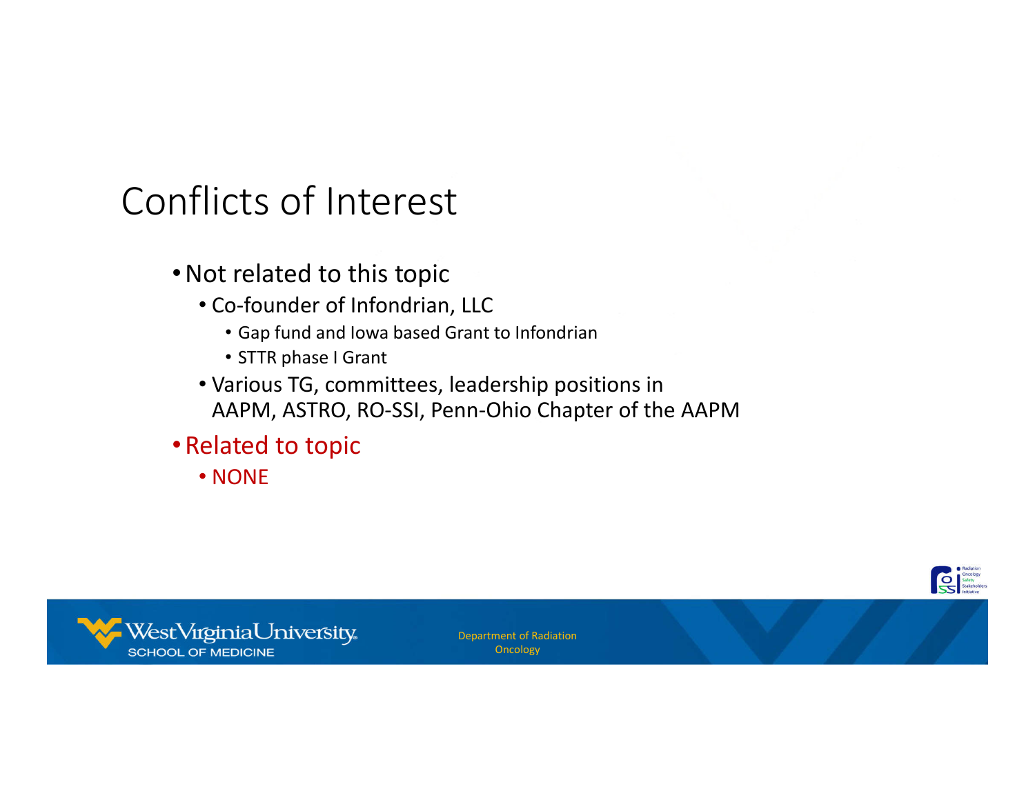# Conflicts of Interest

- Not related to this topic
  - Co-founder of Infondrian, LLC
    - Gap fund and Iowa based Grant to Infondrian
    - STTR phase I Grant
  - Various TG, committees, leadership positions in AAPM, ASTRO, RO-SSI, Penn-Ohio Chapter of the AAPM
- Related to topic
  - NONE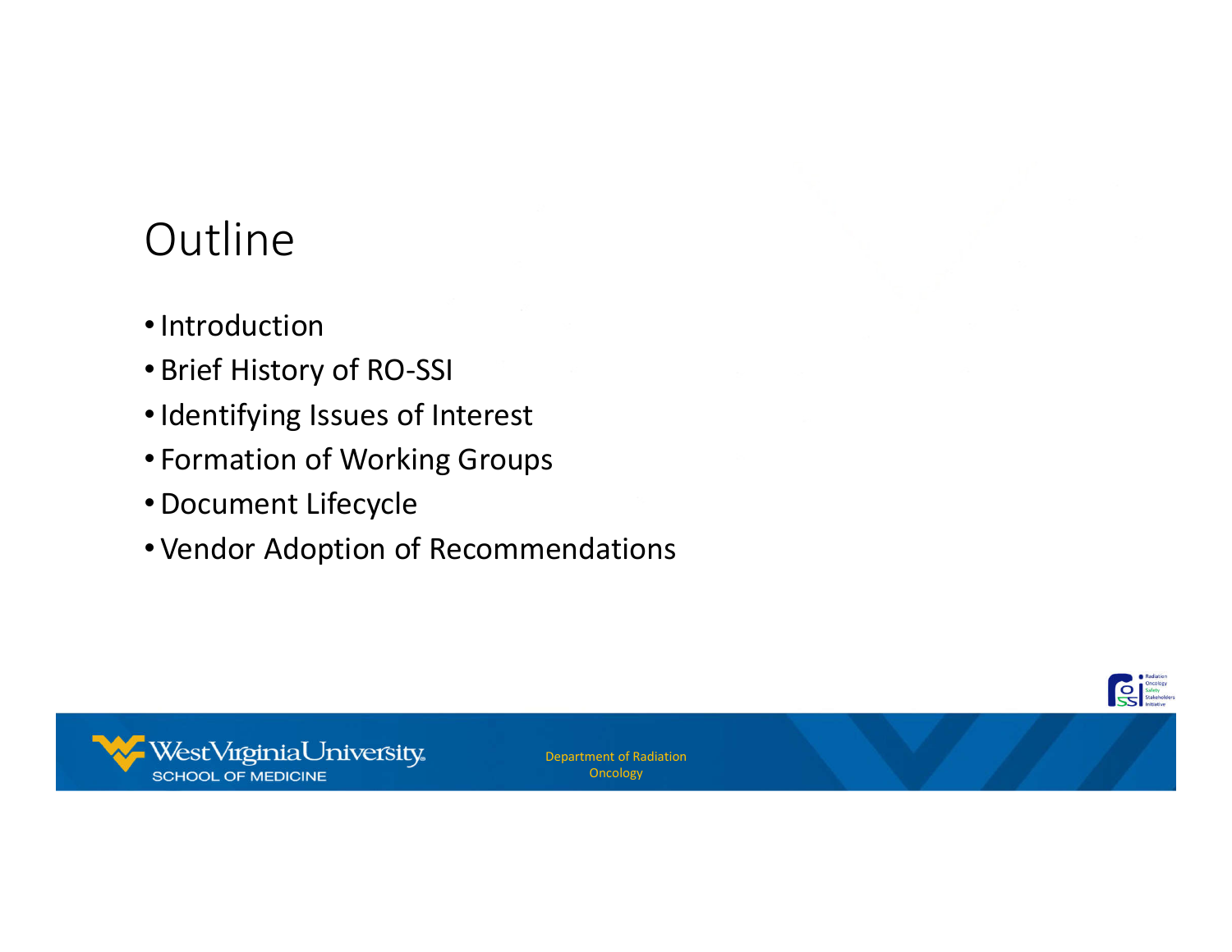# Outline

- Introduction
- Brief History of RO-SSI
- Identifying Issues of Interest
- Formation of Working Groups
- Document Lifecycle
- Vendor Adoption of Recommendations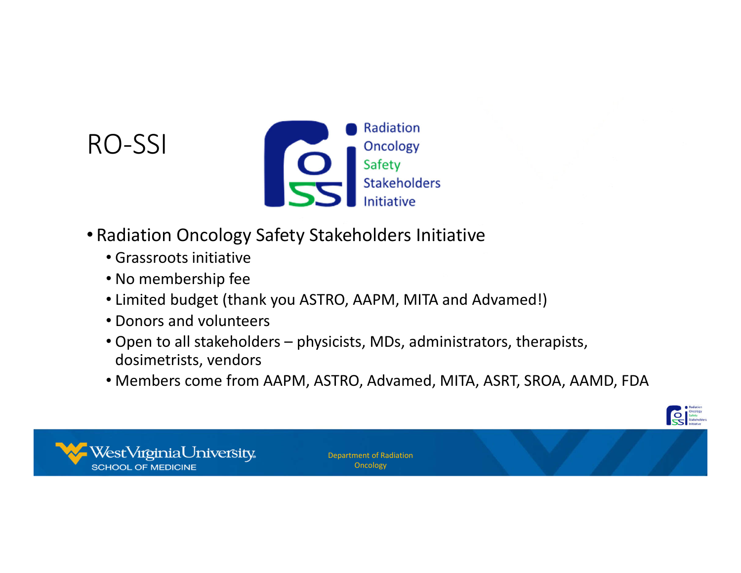# RO-SSI

- Radiation Oncology Safety Stakeholders Initiative
  - Grassroots initiative
  - No membership fee
  - Limited budget (thank you ASTRO, AAPM, MITA and Advamed!)
  - Donors and volunteers
  - Open to all stakeholders – physicists, MDs, administrators, therapists, dosimetrists, vendors
  - Members come from AAPM, ASTRO, Advamed, MITA, ASRT, SROA, AAMD, FDA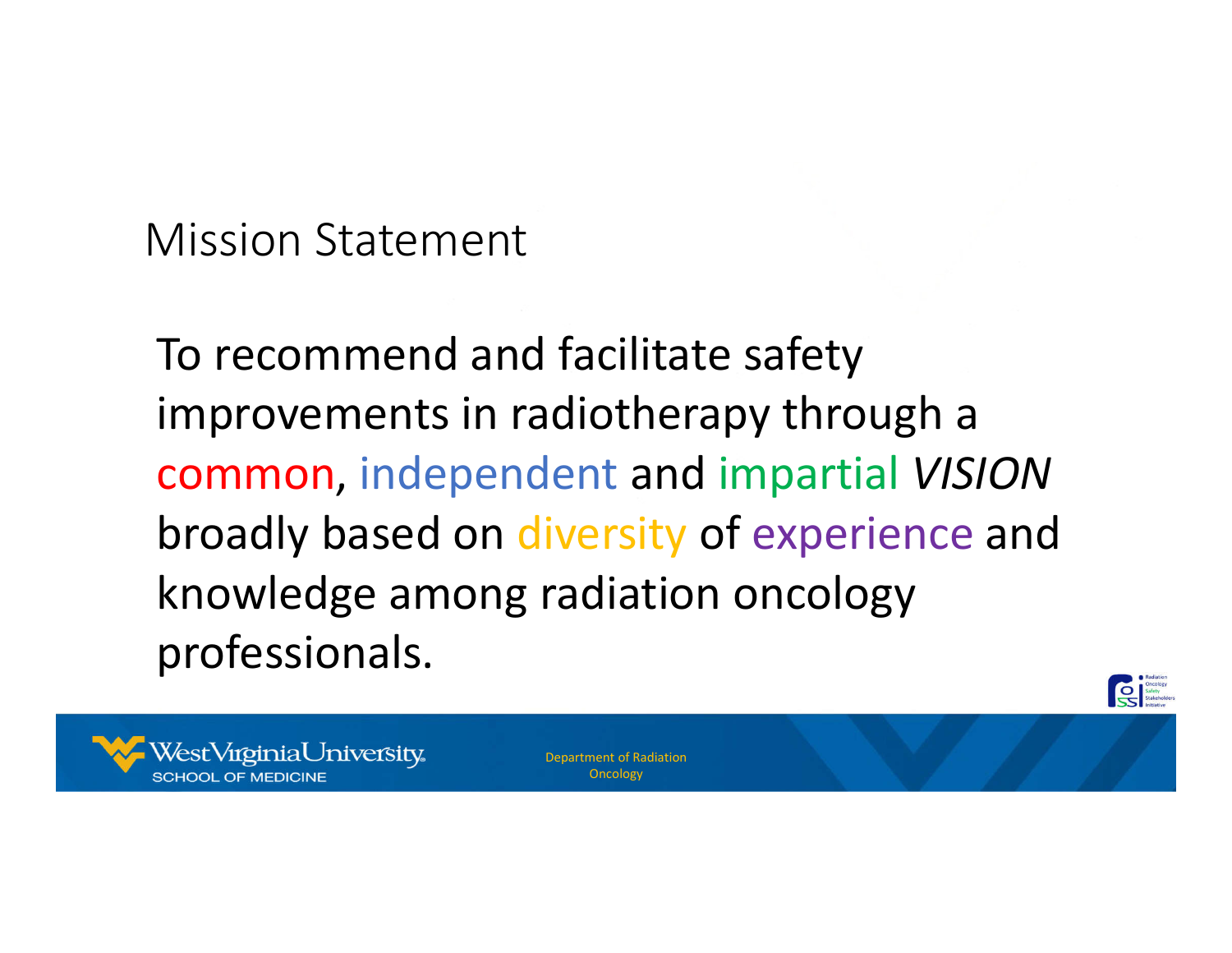# Mission Statement

To recommend and facilitate safety improvements in radiotherapy through a common, independent and impartial *VISION* broadly based on diversity of experience and knowledge among radiation oncology professionals.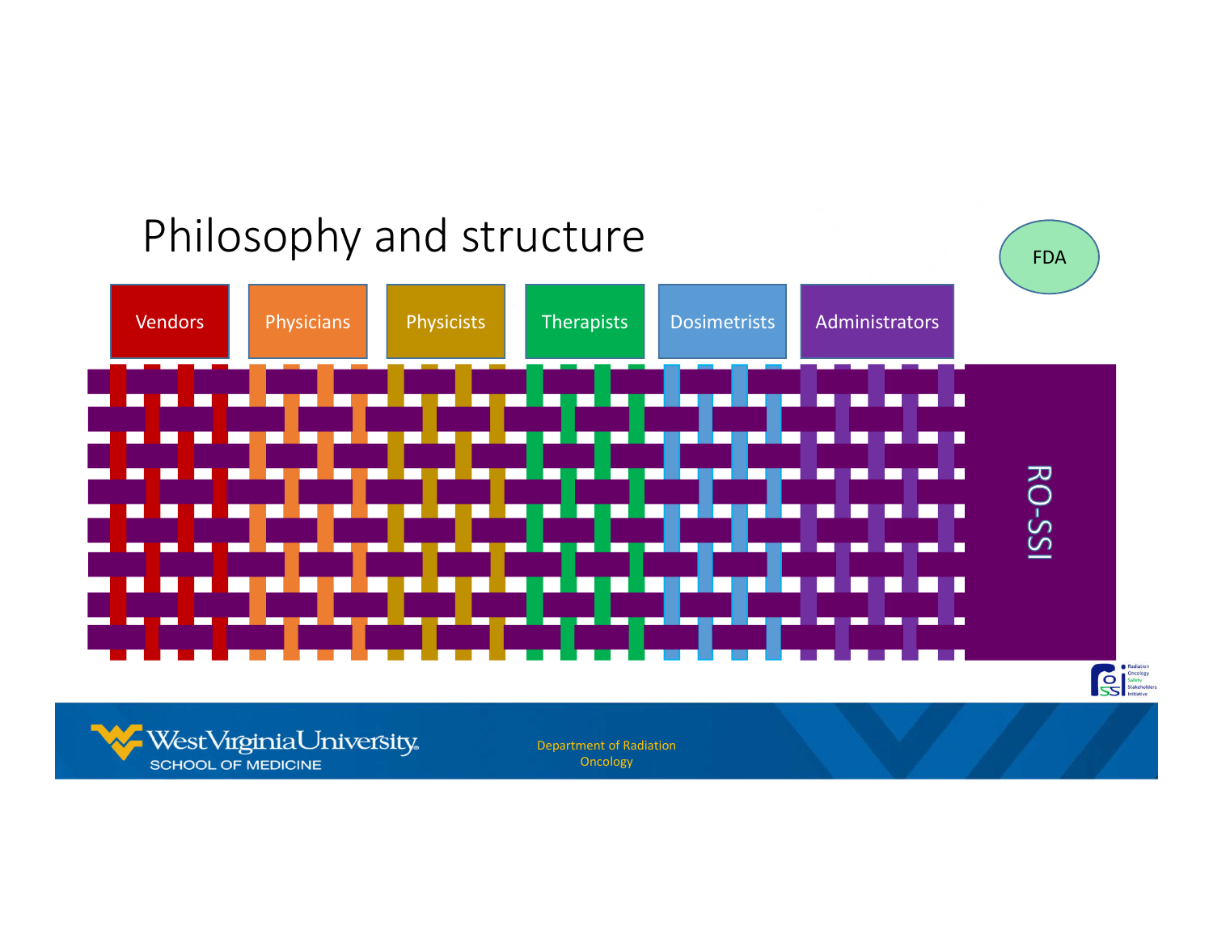# Philosophy and structure

Vendors | Physicians | Physicists | Therapists | Dosimetrists | Administrators

FDA

RO-SSI

Department of Radiation Oncology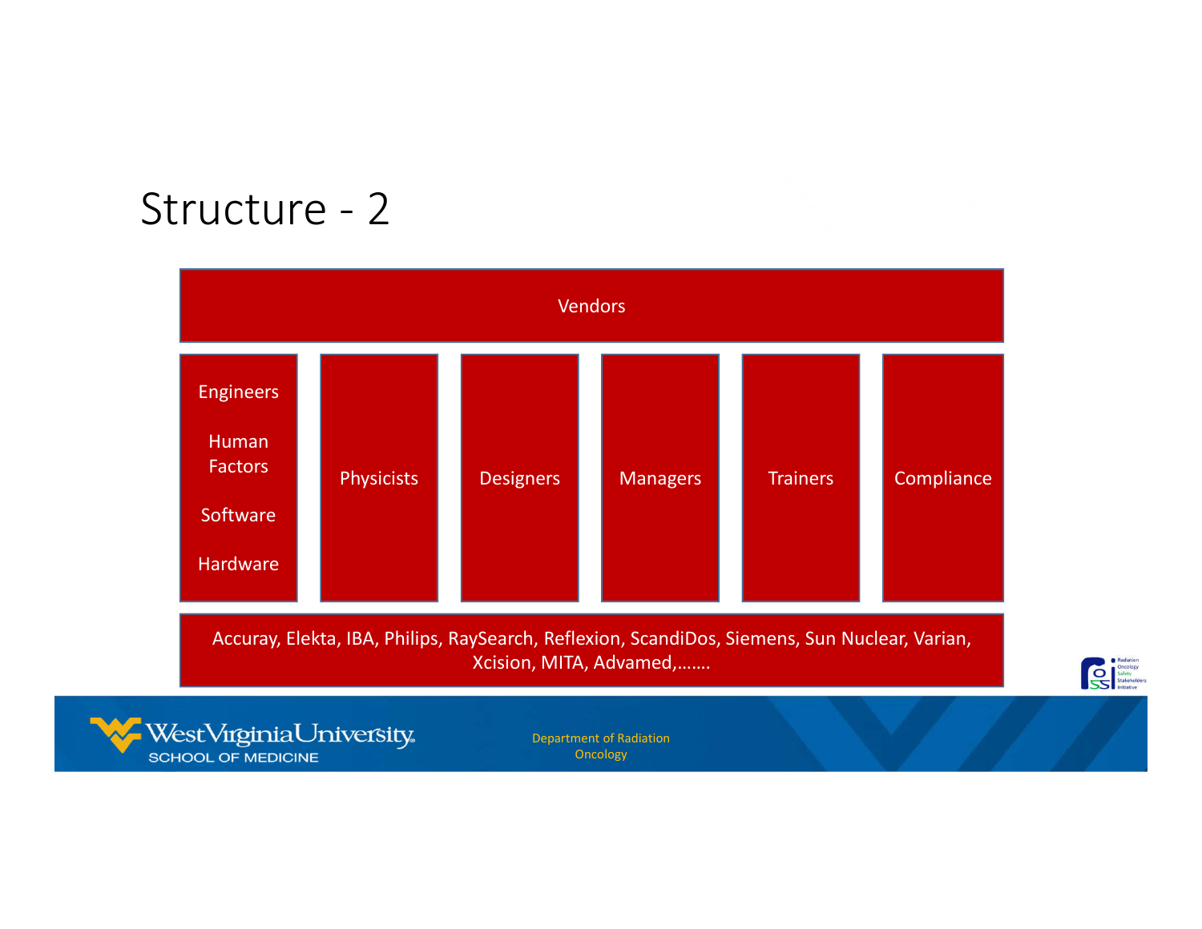# Structure - 2

Vendors

- Engineers
  - Human Factors
  - Software
  - Hardware
- Physicists
- Designers
- Managers
- Trainers
- Compliance

Accuray, Elekta, IBA, Philips, RaySearch, Reflexion, ScandiDos, Siemens, Sun Nuclear, Varian, Xcision, MITA, Advamed,…….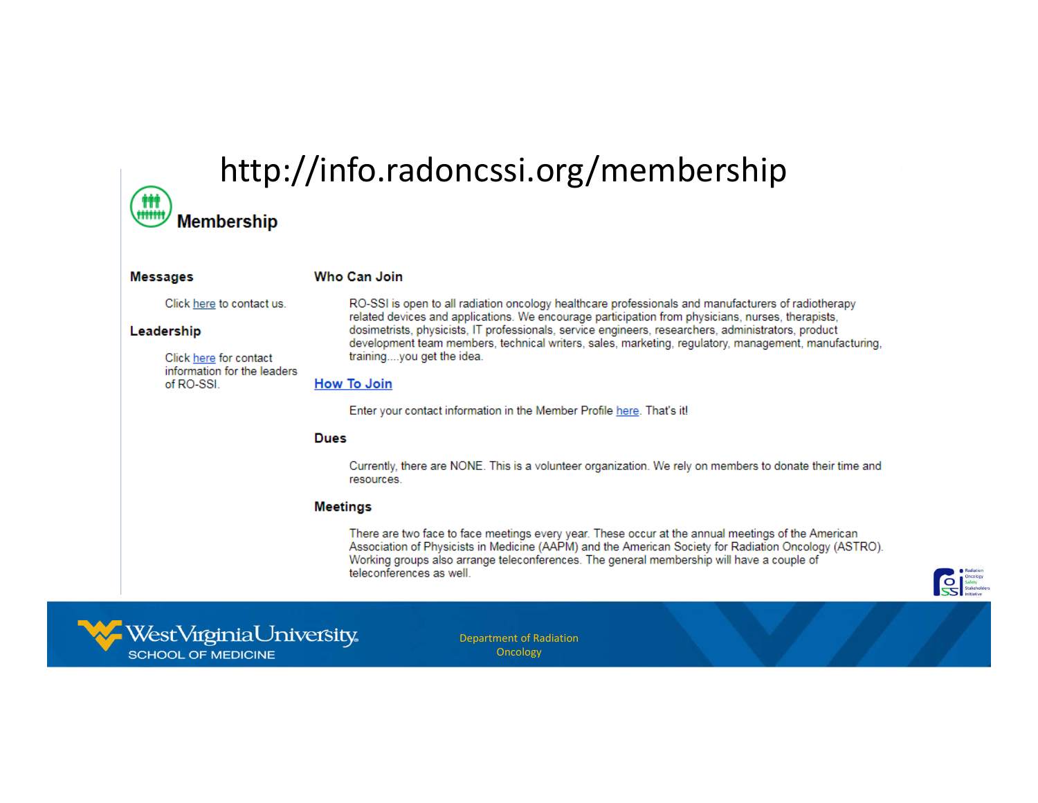http://info.radoncssi.org/membership

# Membership

### Messages

Click here to contact us.

### Leadership

Click here for contact information for the leaders of RO-SSI.

### Who Can Join

RO-SSI is open to all radiation oncology healthcare professionals and manufacturers of radiotherapy related devices and applications. We encourage participation from physicians, nurses, therapists, dosimetrists, physicists, IT professionals, service engineers, researchers, administrators, product development team members, technical writers, sales, marketing, regulatory, management, manufacturing, training....you get the idea.

### How To Join

Enter your contact information in the Member Profile here. That's it!

### Dues

Currently, there are NONE. This is a volunteer organization. We rely on members to donate their time and resources.

### Meetings

There are two face to face meetings every year. These occur at the annual meetings of the American Association of Physicists in Medicine (AAPM) and the American Society for Radiation Oncology (ASTRO). Working groups also arrange teleconferences. The general membership will have a couple of teleconferences as well.

Radiation Oncology Safety Stakeholders Initiative

West Virginia University SCHOOL OF MEDICINE

Department of Radiation Oncology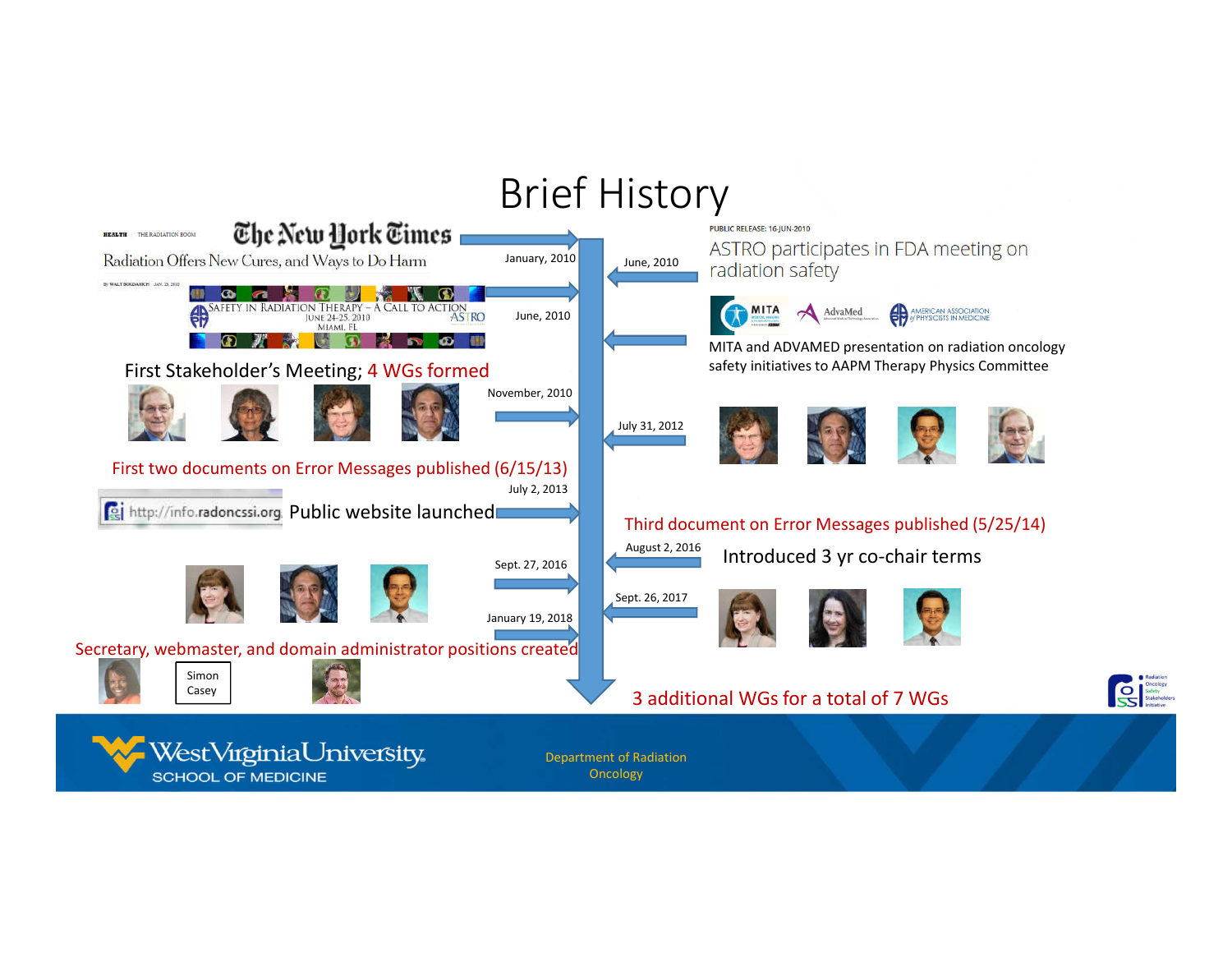# Brief History

HEALTH THE RADIATION BOOM

The New York Times

Radiation Offers New Cures, and Ways to Do Harm

By WALT BOGDANICH JAN. 23, 2010

January, 2010

SAFETY IN RADIATION THERAPY – A CALL TO ACTION
JUNE 24-25, 2010
MIAMI, FL
ASTRO

June, 2010

PUBLIC RELEASE: 16-JUN-2010

ASTRO participates in FDA meeting on radiation safety

June, 2010

MITA AdvaMed AMERICAN ASSOCIATION of PHYSICISTS IN MEDICINE

MITA and ADVAMED presentation on radiation oncology safety initiatives to AAPM Therapy Physics Committee

First Stakeholder's Meeting; 4 WGs formed

November, 2010

July 31, 2012

First two documents on Error Messages published (6/15/13)

July 2, 2013

http://info.radoncssi.org Public website launched

Third document on Error Messages published (5/25/14)

August 2, 2016

Introduced 3 yr co-chair terms

Sept. 27, 2016

Sept. 26, 2017

January 19, 2018

Secretary, webmaster, and domain administrator positions created

Simon Casey

3 additional WGs for a total of 7 WGs

Radiation Oncology Safety Stakeholders Initiative

West Virginia University SCHOOL OF MEDICINE

Department of Radiation Oncology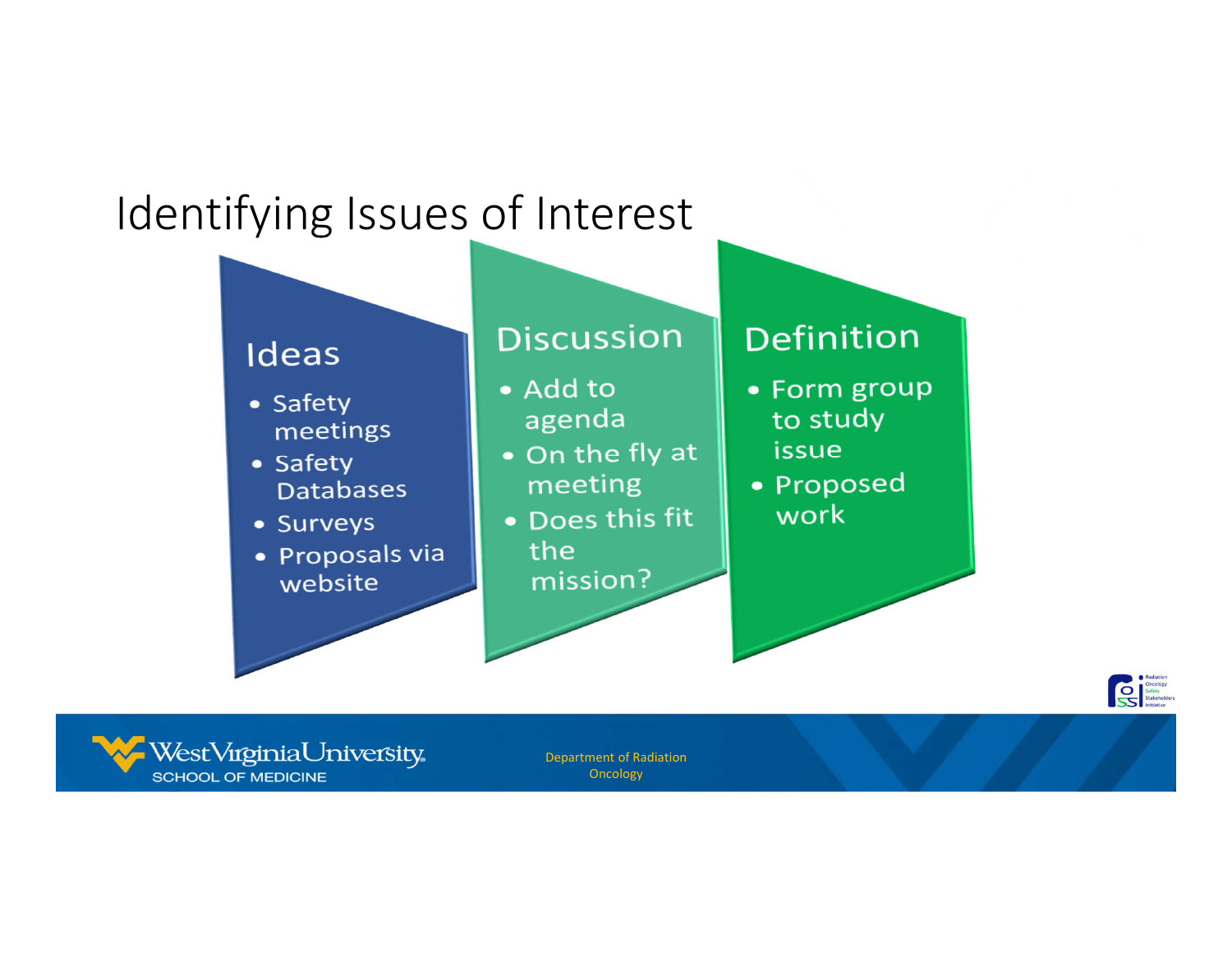# Identifying Issues of Interest

## Ideas

- Safety meetings
- Safety Databases
- Surveys
- Proposals via website

## Discussion

- Add to agenda
- On the fly at meeting
- Does this fit the mission?

## Definition

- Form group to study issue
- Proposed work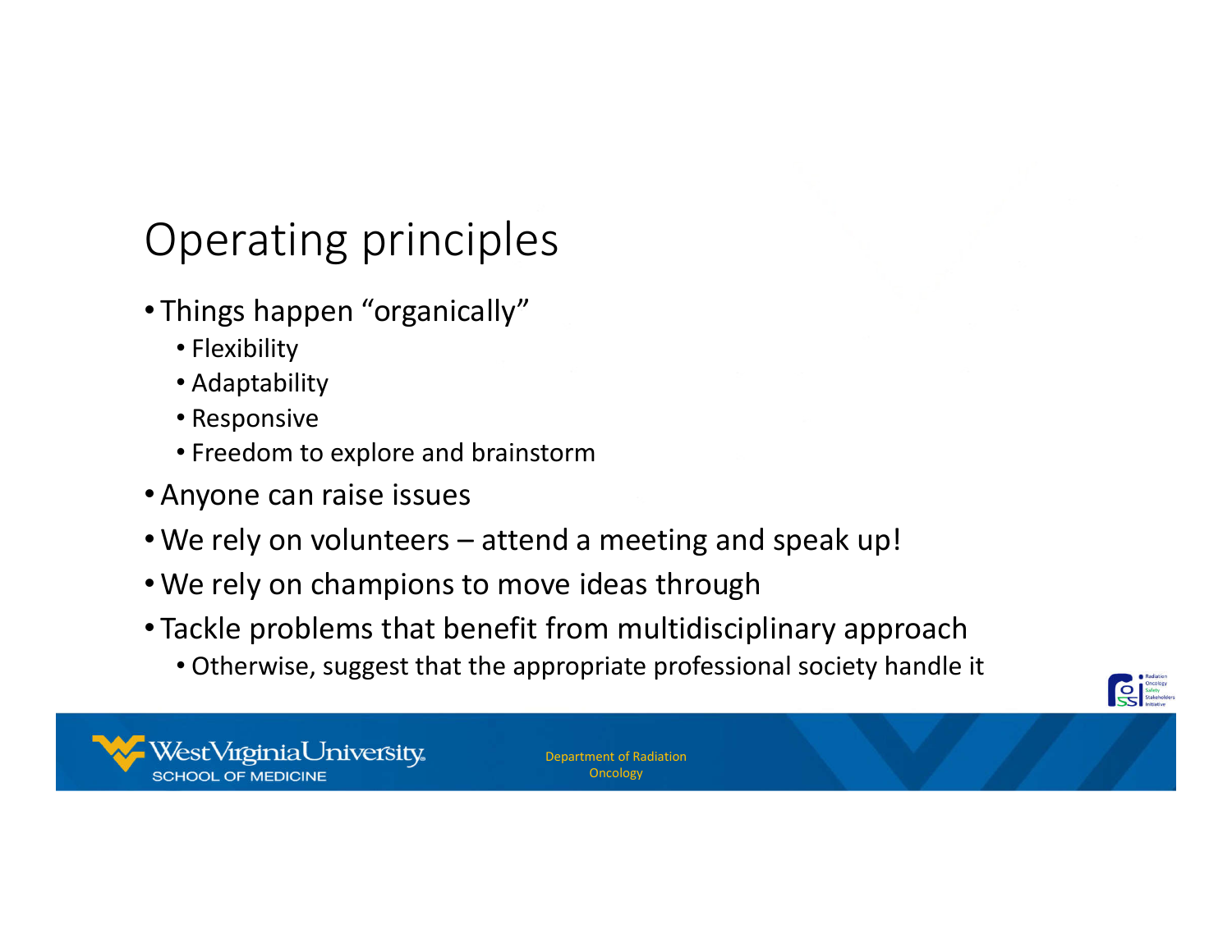# Operating principles

- Things happen "organically"
  - Flexibility
  - Adaptability
  - Responsive
  - Freedom to explore and brainstorm
- Anyone can raise issues
- We rely on volunteers – attend a meeting and speak up!
- We rely on champions to move ideas through
- Tackle problems that benefit from multidisciplinary approach
  - Otherwise, suggest that the appropriate professional society handle it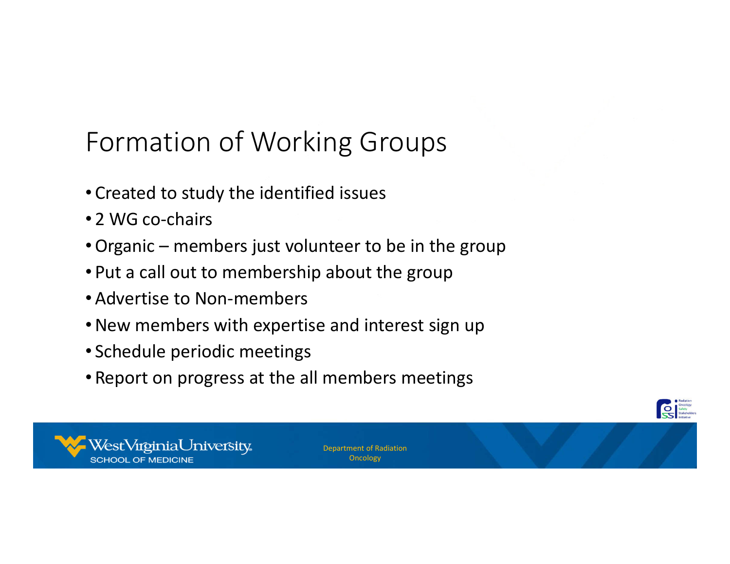# Formation of Working Groups

- Created to study the identified issues
- 2 WG co-chairs
- Organic – members just volunteer to be in the group
- Put a call out to membership about the group
- Advertise to Non-members
- New members with expertise and interest sign up
- Schedule periodic meetings
- Report on progress at the all members meetings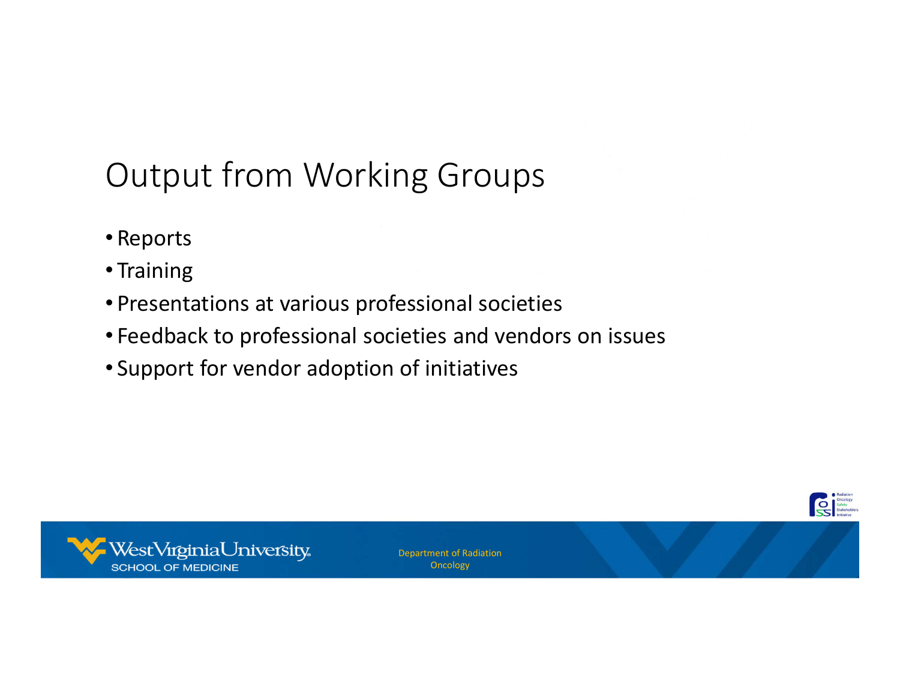# Output from Working Groups

- Reports
- Training
- Presentations at various professional societies
- Feedback to professional societies and vendors on issues
- Support for vendor adoption of initiatives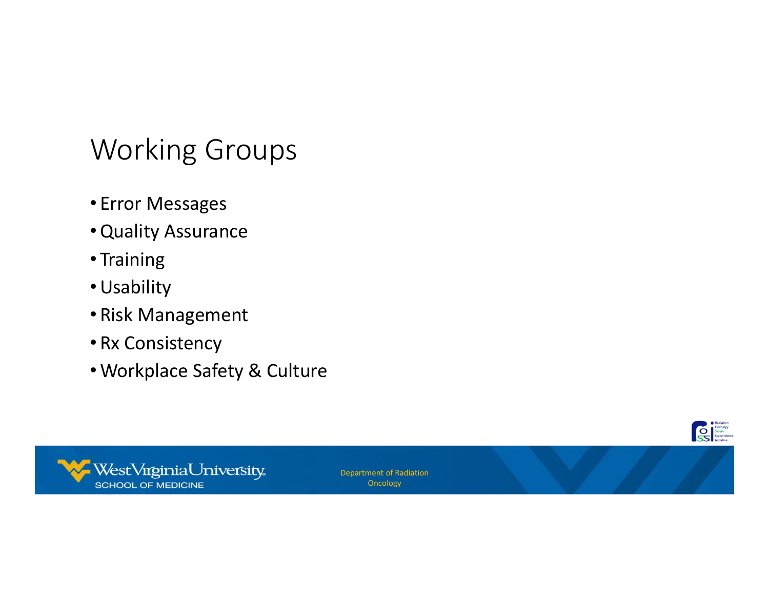# Working Groups

- Error Messages
- Quality Assurance
- Training
- Usability
- Risk Management
- Rx Consistency
- Workplace Safety & Culture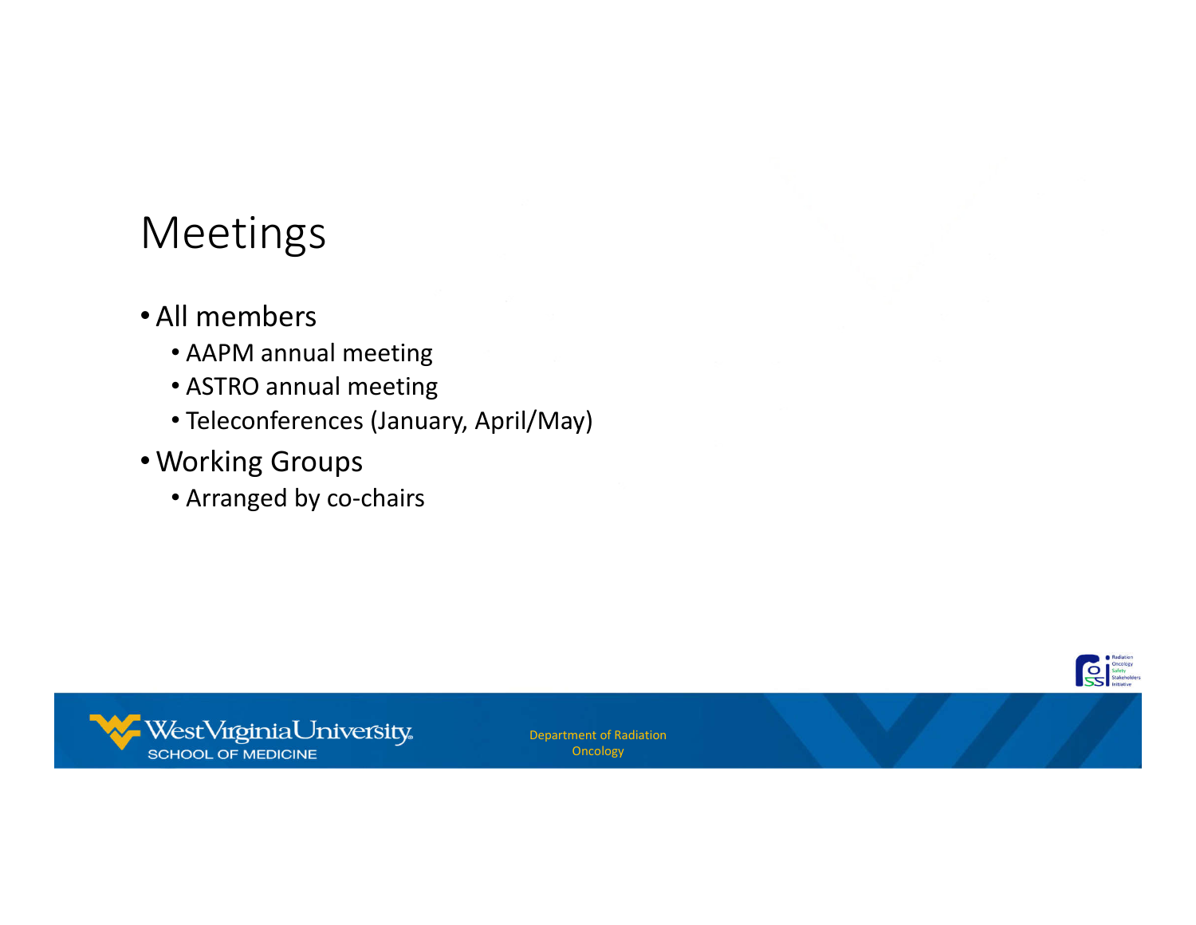# Meetings

- All members
  - AAPM annual meeting
  - ASTRO annual meeting
  - Teleconferences (January, April/May)
- Working Groups
  - Arranged by co-chairs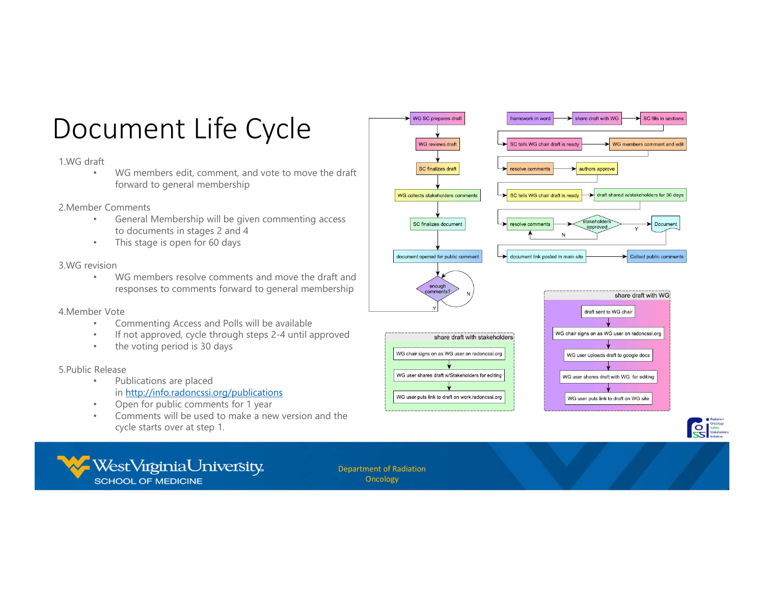# Document Life Cycle

1. WG draft
   - WG members edit, comment, and vote to move the draft forward to general membership
2. Member Comments
   - General Membership will be given commenting access to documents in stages 2 and 4
   - This stage is open for 60 days
3. WG revision
   - WG members resolve comments and move the draft and responses to comments forward to general membership
4. Member Vote
   - Commenting Access and Polls will be available
   - If not approved, cycle through steps 2-4 until approved
   - the voting period is 30 days
5. Public Release
   - Publications are placed in http://info.radoncssi.org/publications
   - Open for public comments for 1 year
   - Comments will be used to make a new version and the cycle starts over at step 1.

WG SC prepares draft → WG reviews draft → SC finalizes draft → WG collects stakeholders comments → SC finalizes document → document opened for public comment → enough comments? (N: loop; Y: return to WG SC prepares draft)

framework in word → share draft with WG → SC fills in sections

SC tells WG chair draft is ready → WG members comment and edit

resolve comments → authors approve

SC tells WG chair draft is ready → draft shared w/stakeholders for 30 days

resolve comments → stakeholders approved (N: resolve comments; Y: Document)

document link posted in main site → Collect public comments

**share draft with stakeholders**

WG chair signs on as WG user on radoncssi.org → WG user shares draft w/Stakeholders for editing → WG user puts link to draft on work.radoncssi.org

**share draft with WG**

draft sent to WG chair → WG chair signs on as WG user on radoncssi.org → WG user uploads draft to google docs → WG user shares draft with WG for editing → WG user puts link to draft on WG site

Department of Radiation Oncology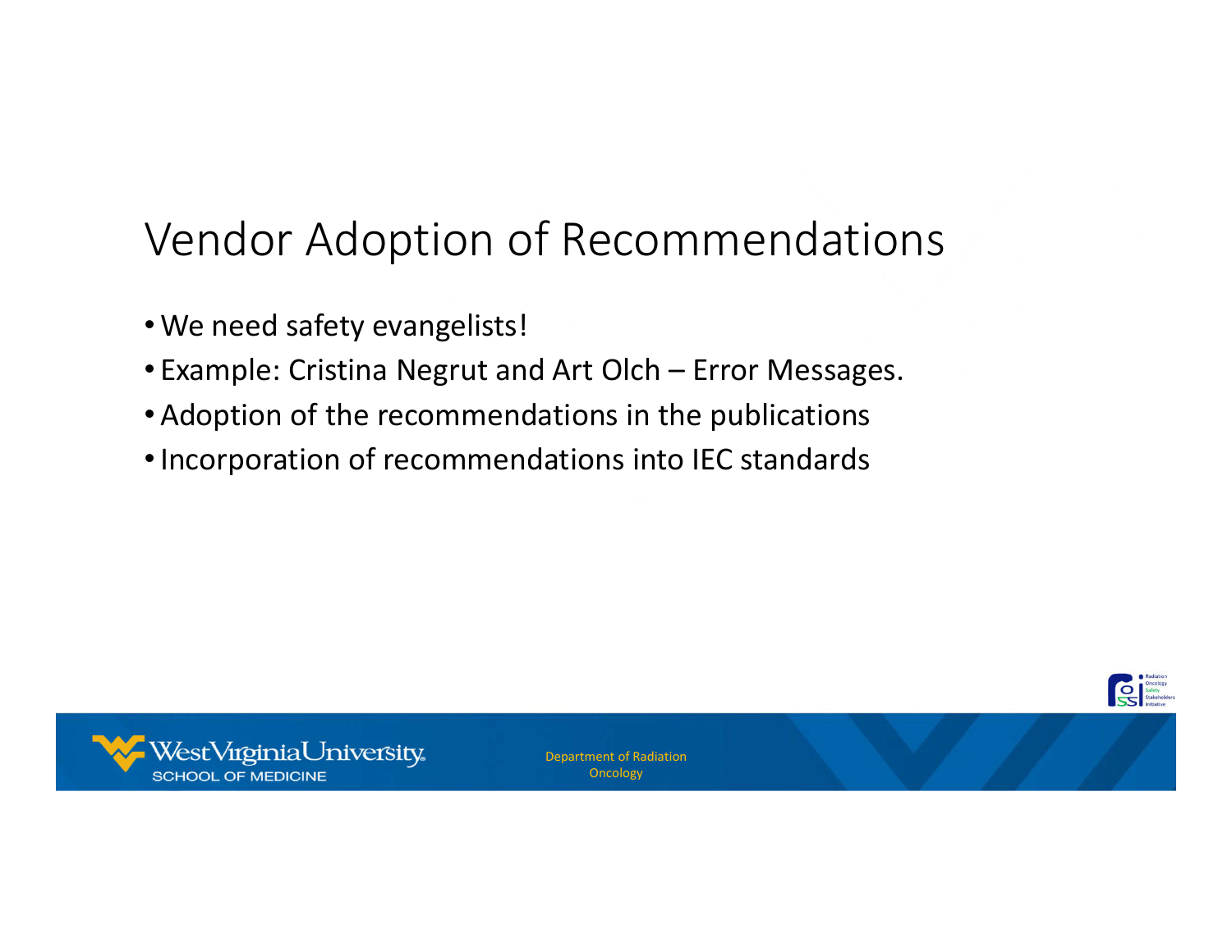# Vendor Adoption of Recommendations

- We need safety evangelists!
- Example: Cristina Negrut and Art Olch – Error Messages.
- Adoption of the recommendations in the publications
- Incorporation of recommendations into IEC standards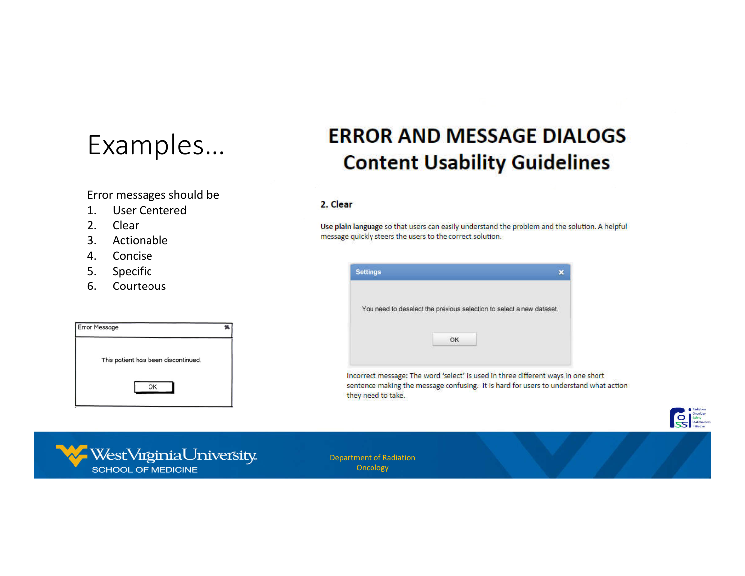# Examples...

Error messages should be

1. User Centered
2. Clear
3. Actionable
4. Concise
5. Specific
6. Courteous

Error Message

This patient has been discontinued.

OK

## ERROR AND MESSAGE DIALOGS
## Content Usability Guidelines

### 2. Clear

**Use plain language** so that users can easily understand the problem and the solution. A helpful message quickly steers the users to the correct solution.

Settings

You need to deselect the previous selection to select a new dataset.

OK

Incorrect message: The word 'select' is used in three different ways in one short sentence making the message confusing. It is hard for users to understand what action they need to take.

West Virginia University SCHOOL OF MEDICINE

Department of Radiation Oncology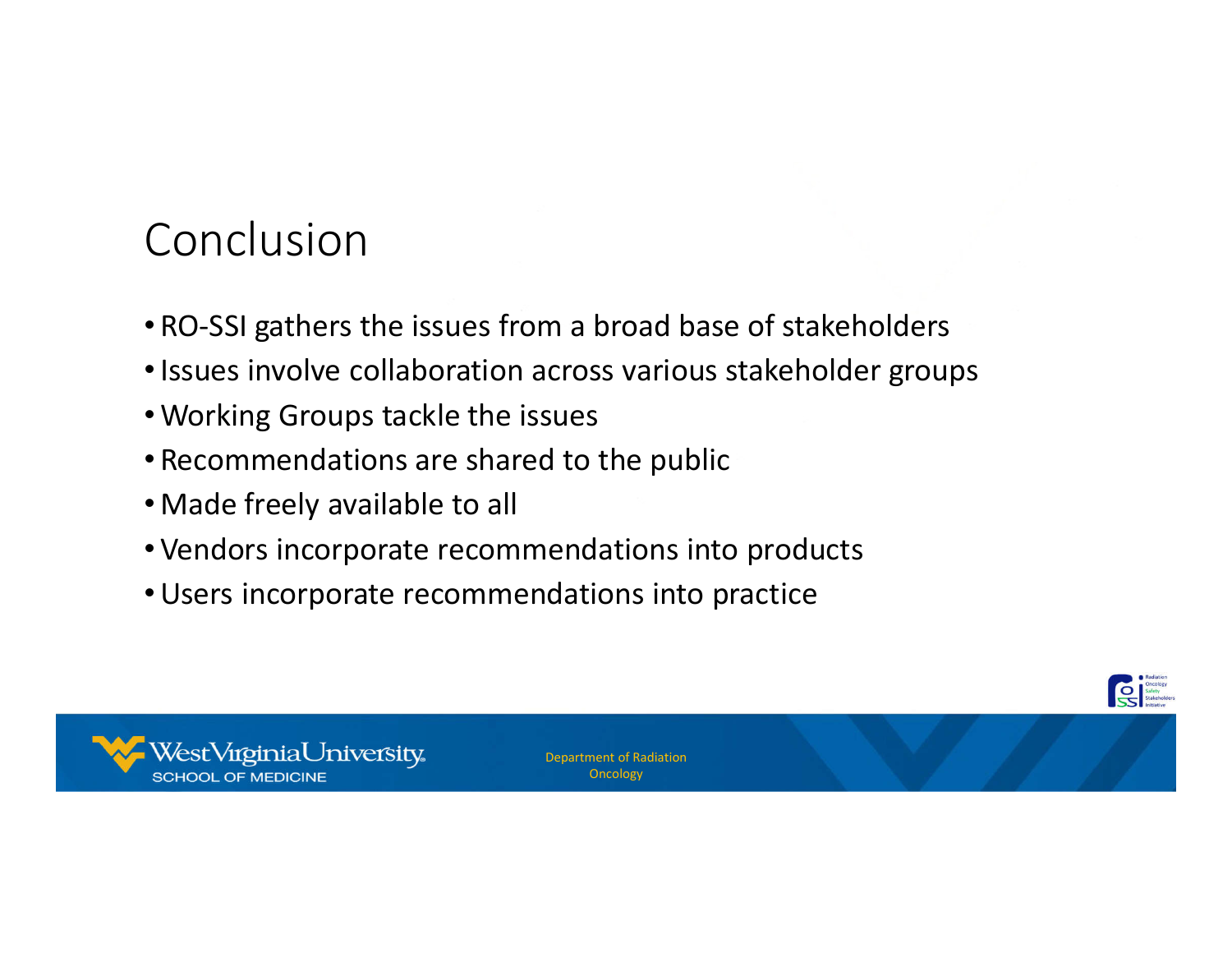# Conclusion

- RO-SSI gathers the issues from a broad base of stakeholders
- Issues involve collaboration across various stakeholder groups
- Working Groups tackle the issues
- Recommendations are shared to the public
- Made freely available to all
- Vendors incorporate recommendations into products
- Users incorporate recommendations into practice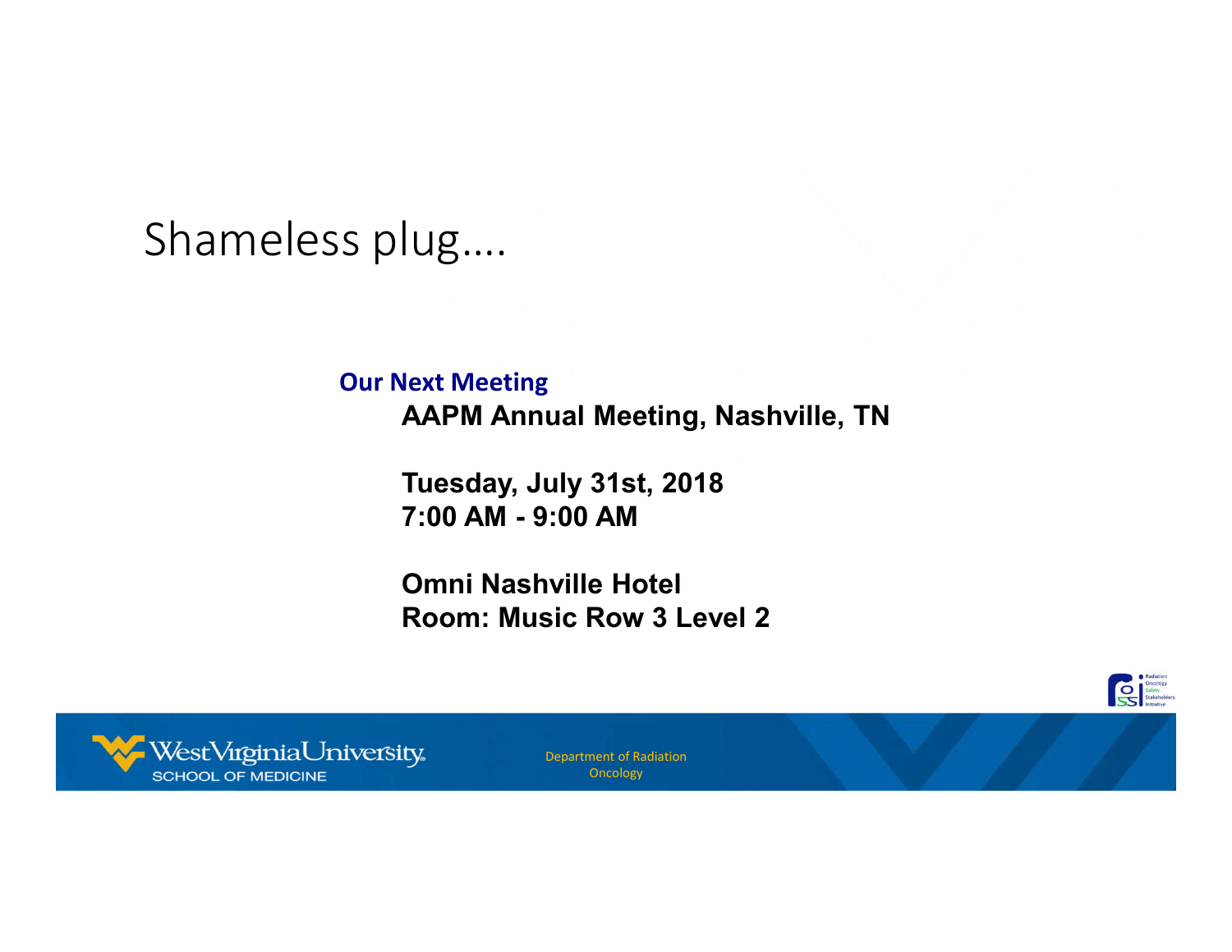# Shameless plug….

**Our Next Meeting**

**AAPM Annual Meeting, Nashville, TN**

**Tuesday, July 31st, 2018**
**7:00 AM - 9:00 AM**

**Omni Nashville Hotel**
**Room: Music Row 3 Level 2**